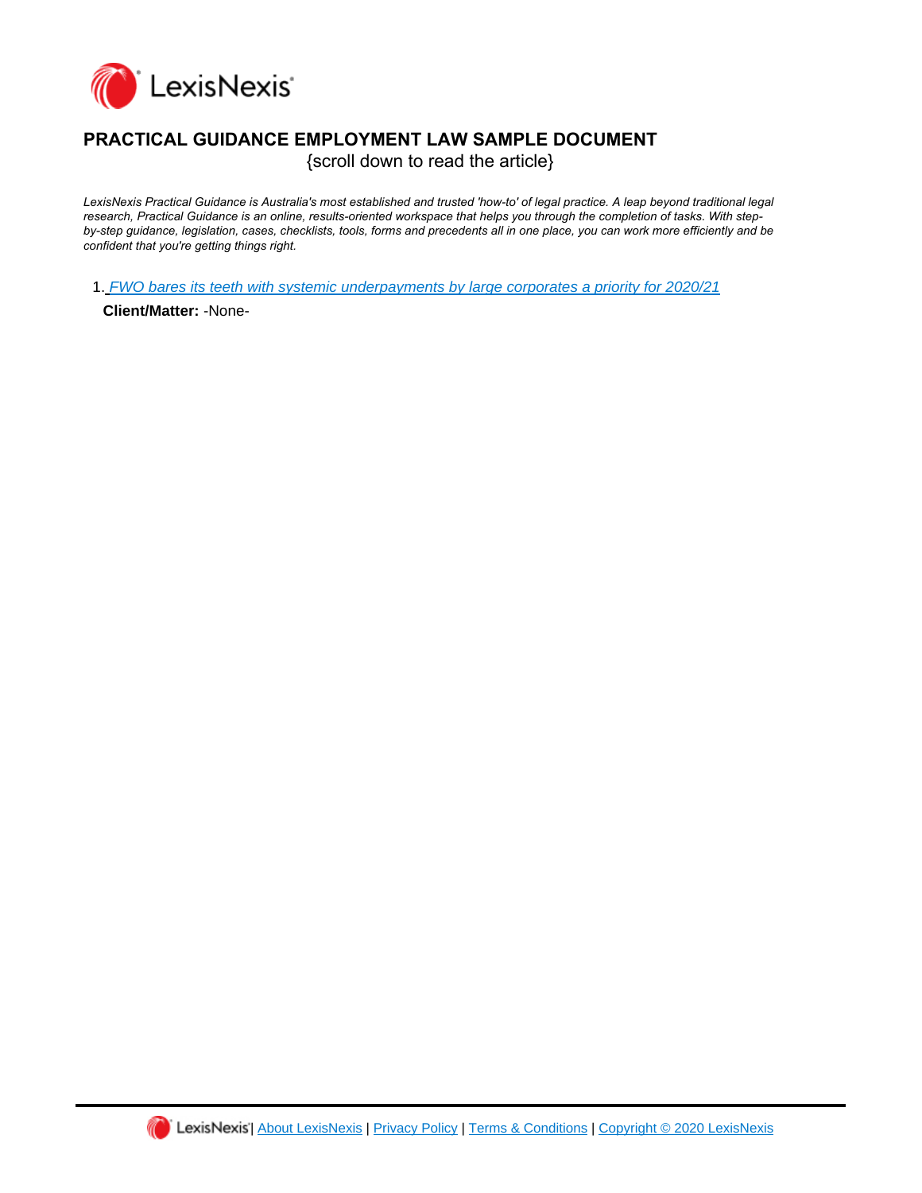# PRACTICAL GUIDANCE EMPLOYMENT LAW SAMPLE DOCUMENT

{scroll down to read the article}

*LexisNexis Practical Guidance is Australia's most established and trusted 'how-to' of legal practice. A leap beyond traditional legal research, Practical Guidance is an online, results-oriented workspace that helps you through the completion of tasks. With step-by-step guidance, legislation, cases, checklists, tools, forms and precedents all in one place, you can work more efficiently and be confident that you're getting things right.*

1. *FWO bares its teeth with systemic underpayments by large corporates a priority for 2020/21*

   **Client/Matter:** -None-

LexisNexis | About LexisNexis | Privacy Policy | Terms & Conditions | Copyright © 2020 LexisNexis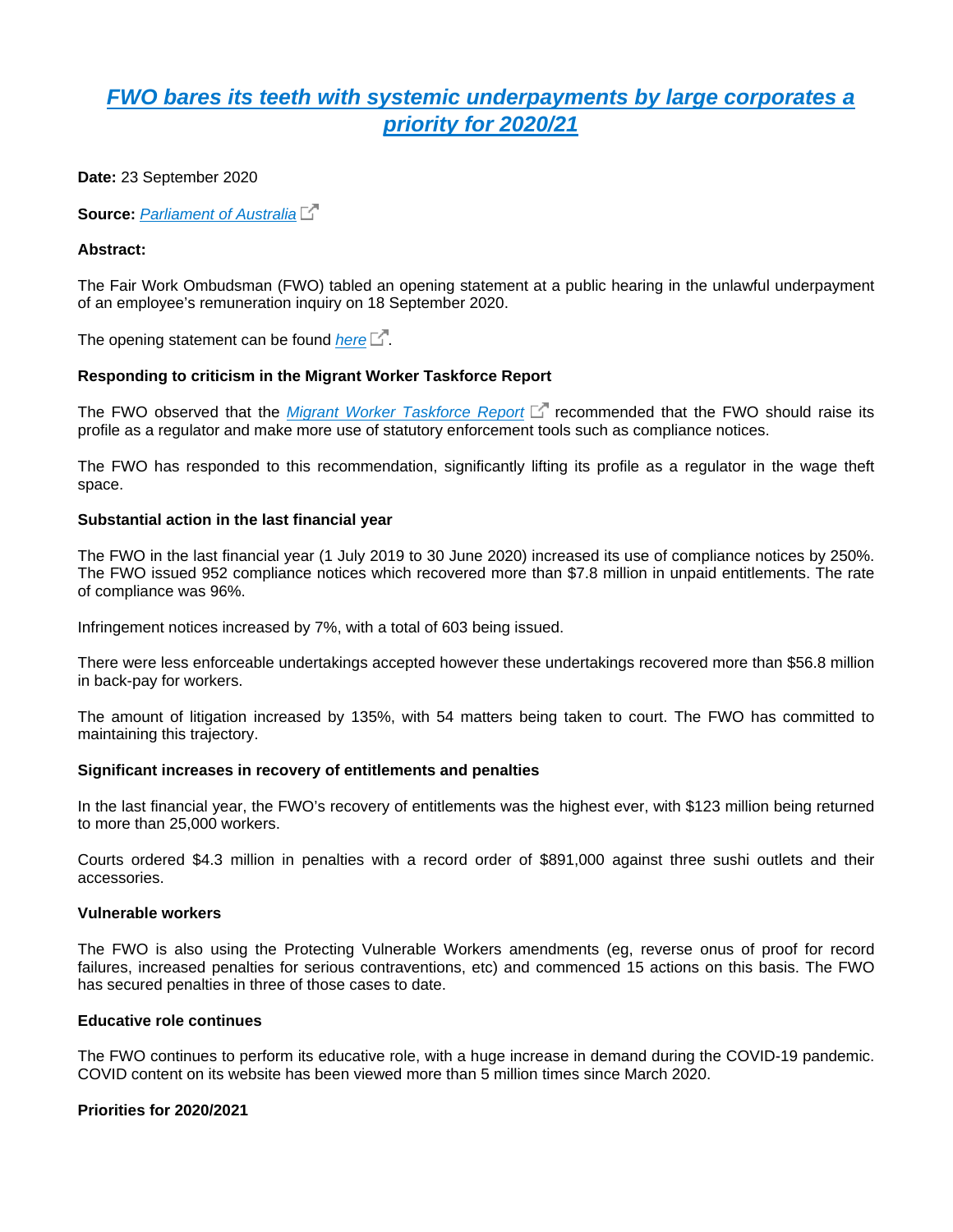# [FWO bares its teeth with systemic underpayments by large corporates a priority for 2020/21]

**Date:** 23 September 2020

**Source:** [Parliament of Australia]

**Abstract:**

The Fair Work Ombudsman (FWO) tabled an opening statement at a public hearing in the unlawful underpayment of an employee's remuneration inquiry on 18 September 2020.

The opening statement can be found [here].

**Responding to criticism in the Migrant Worker Taskforce Report**

The FWO observed that the [*Migrant Worker Taskforce Report*] recommended that the FWO should raise its profile as a regulator and make more use of statutory enforcement tools such as compliance notices.

The FWO has responded to this recommendation, significantly lifting its profile as a regulator in the wage theft space.

**Substantial action in the last financial year**

The FWO in the last financial year (1 July 2019 to 30 June 2020) increased its use of compliance notices by 250%. The FWO issued 952 compliance notices which recovered more than $7.8 million in unpaid entitlements. The rate of compliance was 96%.

Infringement notices increased by 7%, with a total of 603 being issued.

There were less enforceable undertakings accepted however these undertakings recovered more than $56.8 million in back-pay for workers.

The amount of litigation increased by 135%, with 54 matters being taken to court. The FWO has committed to maintaining this trajectory.

**Significant increases in recovery of entitlements and penalties**

In the last financial year, the FWO's recovery of entitlements was the highest ever, with $123 million being returned to more than 25,000 workers.

Courts ordered $4.3 million in penalties with a record order of $891,000 against three sushi outlets and their accessories.

**Vulnerable workers**

The FWO is also using the Protecting Vulnerable Workers amendments (eg, reverse onus of proof for record failures, increased penalties for serious contraventions, etc) and commenced 15 actions on this basis. The FWO has secured penalties in three of those cases to date.

**Educative role continues**

The FWO continues to perform its educative role, with a huge increase in demand during the COVID-19 pandemic. COVID content on its website has been viewed more than 5 million times since March 2020.

**Priorities for 2020/2021**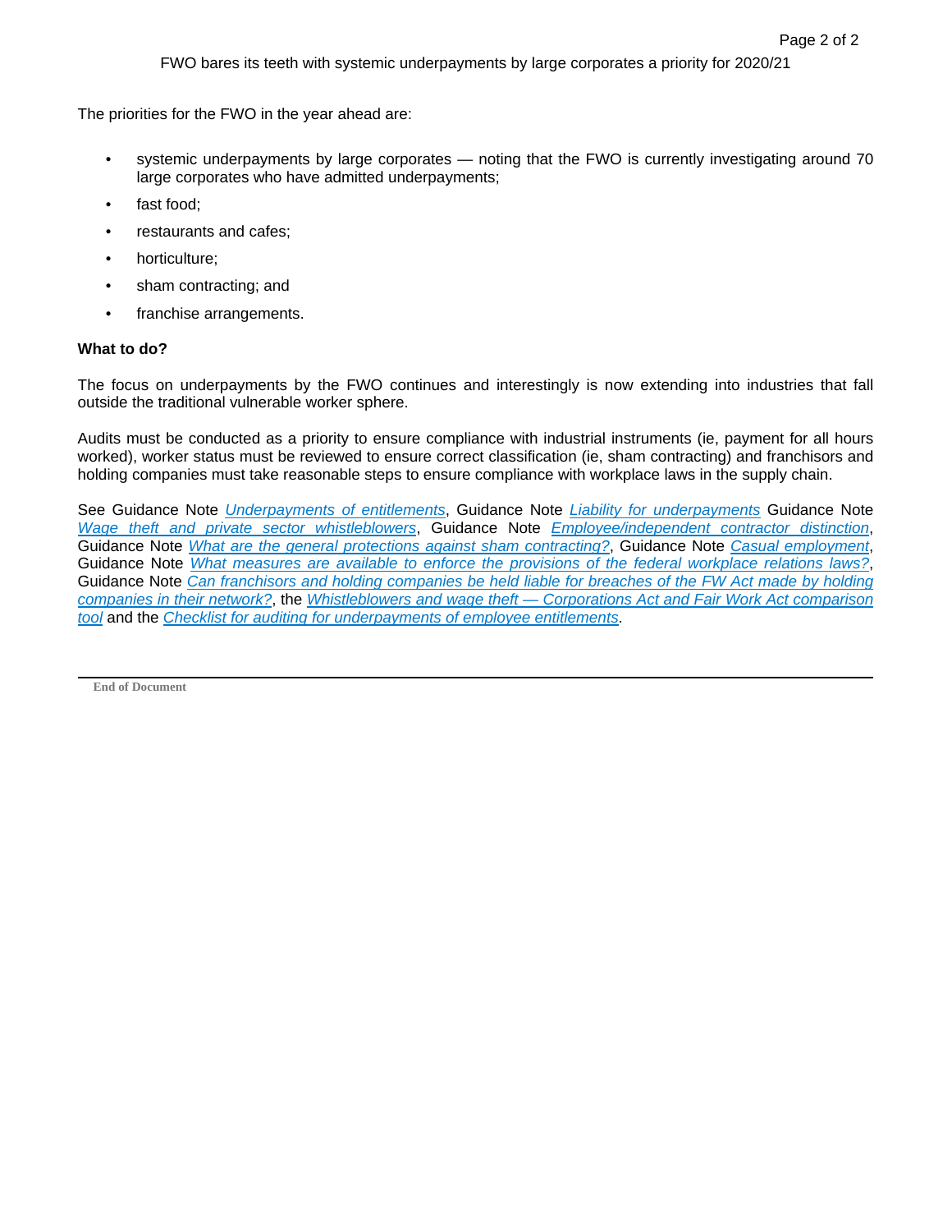The priorities for the FWO in the year ahead are:

- systemic underpayments by large corporates — noting that the FWO is currently investigating around 70 large corporates who have admitted underpayments;
- fast food;
- restaurants and cafes;
- horticulture;
- sham contracting; and
- franchise arrangements.

**What to do?**

The focus on underpayments by the FWO continues and interestingly is now extending into industries that fall outside the traditional vulnerable worker sphere.

Audits must be conducted as a priority to ensure compliance with industrial instruments (ie, payment for all hours worked), worker status must be reviewed to ensure correct classification (ie, sham contracting) and franchisors and holding companies must take reasonable steps to ensure compliance with workplace laws in the supply chain.

See Guidance Note *Underpayments of entitlements*, Guidance Note *Liability for underpayments* Guidance Note *Wage theft and private sector whistleblowers*, Guidance Note *Employee/independent contractor distinction*, Guidance Note *What are the general protections against sham contracting?*, Guidance Note *Casual employment*, Guidance Note *What measures are available to enforce the provisions of the federal workplace relations laws?*, Guidance Note *Can franchisors and holding companies be held liable for breaches of the FW Act made by holding companies in their network?*, the *Whistleblowers and wage theft — Corporations Act and Fair Work Act comparison tool* and the *Checklist for auditing for underpayments of employee entitlements*.

End of Document